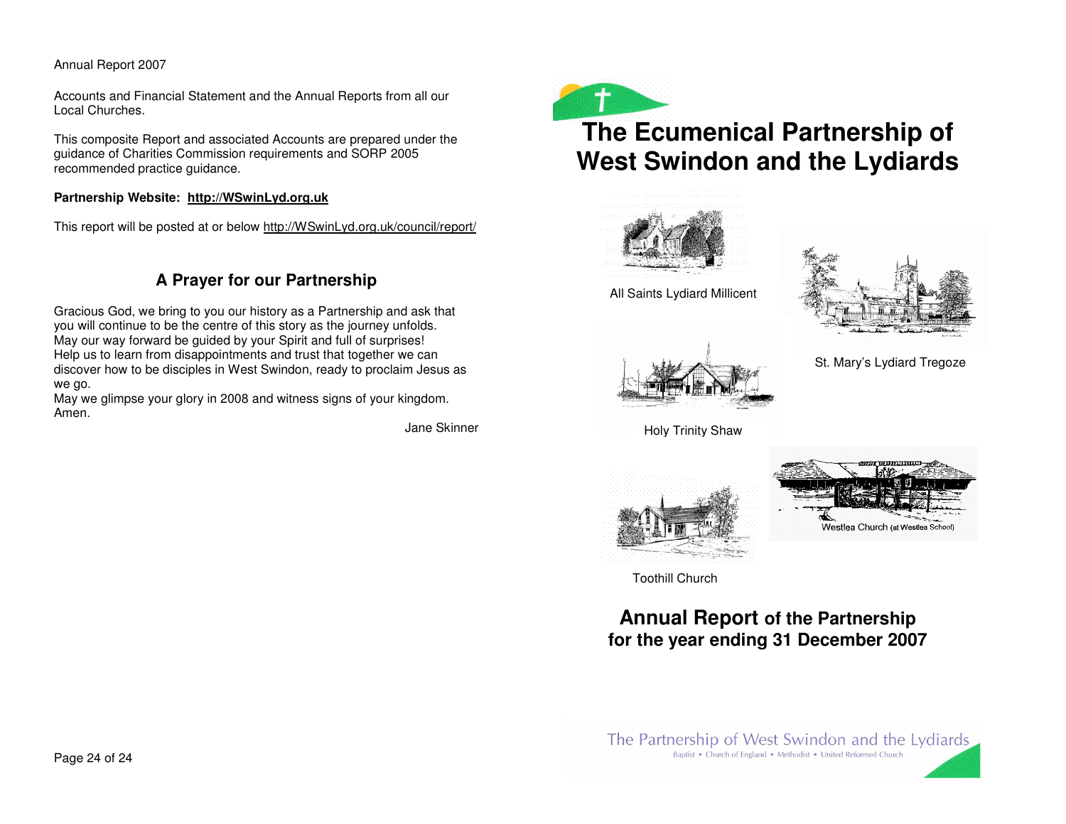Annual Report 2007

Accounts and Financial Statement and the Annual Reports from all our Local Churches.

This composite Report and associated Accounts are prepared under the guidance of Charities Commission requirements and SORP 2005 recommended practice guidance.

**Partnership Website: http://WSwinLyd.org.uk**

This report will be posted at or below http://WSwinLyd.org.uk/council/report/

## A Prayer for our Partnership

Gracious God, we bring to you our history as a Partnership and ask that you will continue to be the centre of this story as the journey unfolds.
May our way forward be guided by your Spirit and full of surprises!
Help us to learn from disappointments and trust that together we can discover how to be disciples in West Swindon, ready to proclaim Jesus as we go.
May we glimpse your glory in 2008 and witness signs of your kingdom.
Amen.

Jane Skinner

# The Ecumenical Partnership of West Swindon and the Lydiards

All Saints Lydiard Millicent

St. Mary's Lydiard Tregoze

Holy Trinity Shaw

Westlea Church (at Westlea School)

Toothill Church

## Annual Report of the Partnership for the year ending 31 December 2007

The Partnership of West Swindon and the Lydiards

Baptist • Church of England • Methodist • United Reformed Church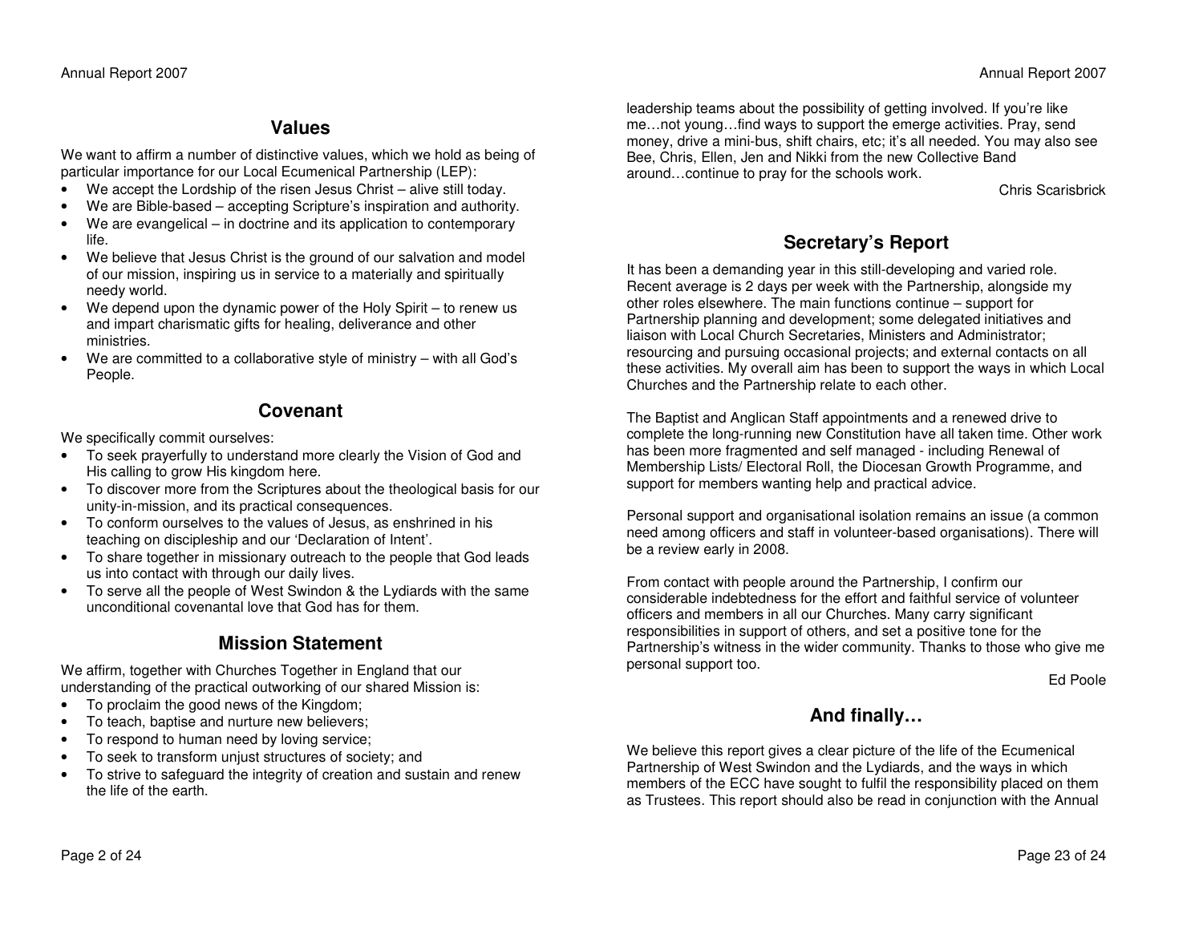## Values

We want to affirm a number of distinctive values, which we hold as being of particular importance for our Local Ecumenical Partnership (LEP):

- We accept the Lordship of the risen Jesus Christ – alive still today.
- We are Bible-based – accepting Scripture's inspiration and authority.
- We are evangelical – in doctrine and its application to contemporary life.
- We believe that Jesus Christ is the ground of our salvation and model of our mission, inspiring us in service to a materially and spiritually needy world.
- We depend upon the dynamic power of the Holy Spirit – to renew us and impart charismatic gifts for healing, deliverance and other ministries.
- We are committed to a collaborative style of ministry – with all God's People.

## Covenant

We specifically commit ourselves:

- To seek prayerfully to understand more clearly the Vision of God and His calling to grow His kingdom here.
- To discover more from the Scriptures about the theological basis for our unity-in-mission, and its practical consequences.
- To conform ourselves to the values of Jesus, as enshrined in his teaching on discipleship and our 'Declaration of Intent'.
- To share together in missionary outreach to the people that God leads us into contact with through our daily lives.
- To serve all the people of West Swindon & the Lydiards with the same unconditional covenantal love that God has for them.

## Mission Statement

We affirm, together with Churches Together in England that our understanding of the practical outworking of our shared Mission is:

- To proclaim the good news of the Kingdom;
- To teach, baptise and nurture new believers;
- To respond to human need by loving service;
- To seek to transform unjust structures of society; and
- To strive to safeguard the integrity of creation and sustain and renew the life of the earth.

leadership teams about the possibility of getting involved. If you're like me…not young…find ways to support the emerge activities. Pray, send money, drive a mini-bus, shift chairs, etc; it's all needed. You may also see Bee, Chris, Ellen, Jen and Nikki from the new Collective Band around…continue to pray for the schools work.

Chris Scarisbrick

## Secretary's Report

It has been a demanding year in this still-developing and varied role. Recent average is 2 days per week with the Partnership, alongside my other roles elsewhere. The main functions continue – support for Partnership planning and development; some delegated initiatives and liaison with Local Church Secretaries, Ministers and Administrator; resourcing and pursuing occasional projects; and external contacts on all these activities. My overall aim has been to support the ways in which Local Churches and the Partnership relate to each other.

The Baptist and Anglican Staff appointments and a renewed drive to complete the long-running new Constitution have all taken time. Other work has been more fragmented and self managed - including Renewal of Membership Lists/ Electoral Roll, the Diocesan Growth Programme, and support for members wanting help and practical advice.

Personal support and organisational isolation remains an issue (a common need among officers and staff in volunteer-based organisations). There will be a review early in 2008.

From contact with people around the Partnership, I confirm our considerable indebtedness for the effort and faithful service of volunteer officers and members in all our Churches. Many carry significant responsibilities in support of others, and set a positive tone for the Partnership's witness in the wider community. Thanks to those who give me personal support too.

Ed Poole

## And finally…

We believe this report gives a clear picture of the life of the Ecumenical Partnership of West Swindon and the Lydiards, and the ways in which members of the ECC have sought to fulfil the responsibility placed on them as Trustees. This report should also be read in conjunction with the Annual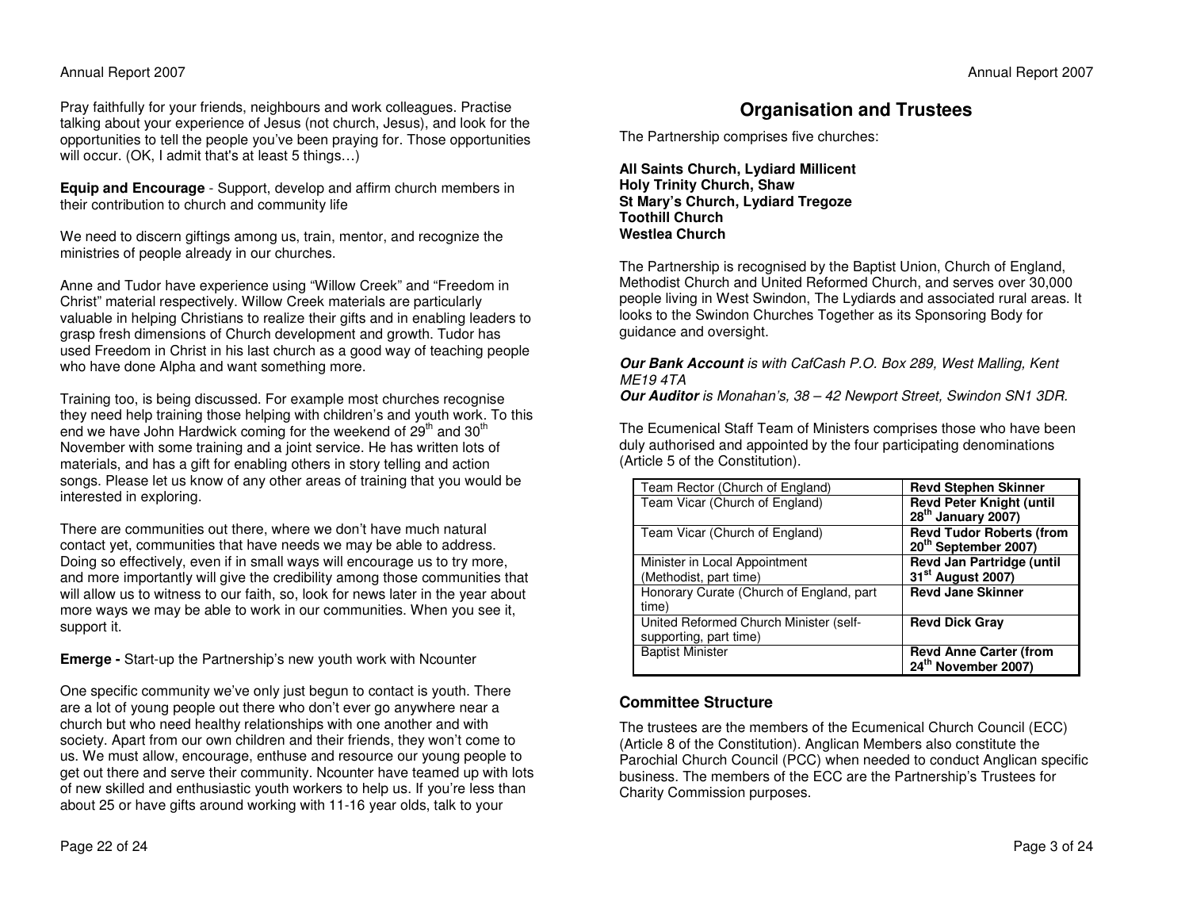Pray faithfully for your friends, neighbours and work colleagues. Practise talking about your experience of Jesus (not church, Jesus), and look for the opportunities to tell the people you've been praying for. Those opportunities will occur. (OK, I admit that's at least 5 things…)

**Equip and Encourage** - Support, develop and affirm church members in their contribution to church and community life

We need to discern giftings among us, train, mentor, and recognize the ministries of people already in our churches.

Anne and Tudor have experience using "Willow Creek" and "Freedom in Christ" material respectively. Willow Creek materials are particularly valuable in helping Christians to realize their gifts and in enabling leaders to grasp fresh dimensions of Church development and growth. Tudor has used Freedom in Christ in his last church as a good way of teaching people who have done Alpha and want something more.

Training too, is being discussed. For example most churches recognise they need help training those helping with children's and youth work. To this end we have John Hardwick coming for the weekend of 29th and 30th November with some training and a joint service. He has written lots of materials, and has a gift for enabling others in story telling and action songs. Please let us know of any other areas of training that you would be interested in exploring.

There are communities out there, where we don't have much natural contact yet, communities that have needs we may be able to address. Doing so effectively, even if in small ways will encourage us to try more, and more importantly will give the credibility among those communities that will allow us to witness to our faith, so, look for news later in the year about more ways we may be able to work in our communities. When you see it, support it.

**Emerge -** Start-up the Partnership's new youth work with Ncounter

One specific community we've only just begun to contact is youth. There are a lot of young people out there who don't ever go anywhere near a church but who need healthy relationships with one another and with society. Apart from our own children and their friends, they won't come to us. We must allow, encourage, enthuse and resource our young people to get out there and serve their community. Ncounter have teamed up with lots of new skilled and enthusiastic youth workers to help us. If you're less than about 25 or have gifts around working with 11-16 year olds, talk to your

# Organisation and Trustees

The Partnership comprises five churches:

**All Saints Church, Lydiard Millicent**
**Holy Trinity Church, Shaw**
**St Mary's Church, Lydiard Tregoze**
**Toothill Church**
**Westlea Church**

The Partnership is recognised by the Baptist Union, Church of England, Methodist Church and United Reformed Church, and serves over 30,000 people living in West Swindon, The Lydiards and associated rural areas. It looks to the Swindon Churches Together as its Sponsoring Body for guidance and oversight.

***Our Bank Account*** *is with CafCash P.O. Box 289, West Malling, Kent ME19 4TA*
***Our Auditor*** *is Monahan's, 38 – 42 Newport Street, Swindon SN1 3DR.*

The Ecumenical Staff Team of Ministers comprises those who have been duly authorised and appointed by the four participating denominations (Article 5 of the Constitution).

| Role | Name |
|---|---|
| Team Rector (Church of England) | **Revd Stephen Skinner** |
| Team Vicar (Church of England) | **Revd Peter Knight (until 28th January 2007)** |
| Team Vicar (Church of England) | **Revd Tudor Roberts (from 20th September 2007)** |
| Minister in Local Appointment (Methodist, part time) | **Revd Jan Partridge (until 31st August 2007)** |
| Honorary Curate (Church of England, part time) | **Revd Jane Skinner** |
| United Reformed Church Minister (self-supporting, part time) | **Revd Dick Gray** |
| Baptist Minister | **Revd Anne Carter (from 24th November 2007)** |

## Committee Structure

The trustees are the members of the Ecumenical Church Council (ECC) (Article 8 of the Constitution). Anglican Members also constitute the Parochial Church Council (PCC) when needed to conduct Anglican specific business. The members of the ECC are the Partnership's Trustees for Charity Commission purposes.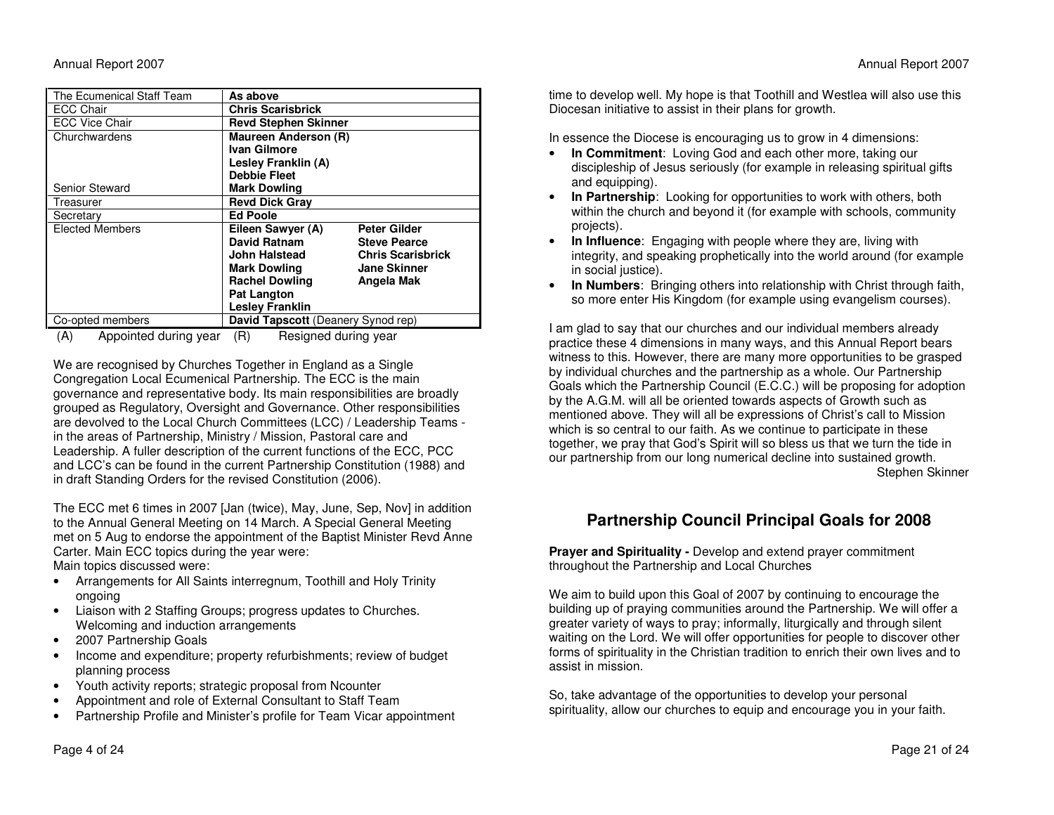| The Ecumenical Staff Team | As above | |
|---|---|---|
| ECC Chair | **Chris Scarisbrick** | |
| ECC Vice Chair | **Revd Stephen Skinner** | |
| Churchwardens | **Maureen Anderson (R)**<br>**Ivan Gilmore**<br>**Lesley Franklin (A)**<br>**Debbie Fleet** | |
| Senior Steward | **Mark Dowling** | |
| Treasurer | **Revd Dick Gray** | |
| Secretary | **Ed Poole** | |
| Elected Members | **Eileen Sawyer (A)**<br>**David Ratnam**<br>**John Halstead**<br>**Mark Dowling**<br>**Rachel Dowling**<br>**Pat Langton**<br>**Lesley Franklin** | **Peter Gilder**<br>**Steve Pearce**<br>**Chris Scarisbrick**<br>**Jane Skinner**<br>**Angela Mak** |
| Co-opted members | **David Tapscott** (Deanery Synod rep) | |

(A) Appointed during year (R) Resigned during year

We are recognised by Churches Together in England as a Single Congregation Local Ecumenical Partnership. The ECC is the main governance and representative body. Its main responsibilities are broadly grouped as Regulatory, Oversight and Governance. Other responsibilities are devolved to the Local Church Committees (LCC) / Leadership Teams - in the areas of Partnership, Ministry / Mission, Pastoral care and Leadership. A fuller description of the current functions of the ECC, PCC and LCC's can be found in the current Partnership Constitution (1988) and in draft Standing Orders for the revised Constitution (2006).

The ECC met 6 times in 2007 [Jan (twice), May, June, Sep, Nov] in addition to the Annual General Meeting on 14 March. A Special General Meeting met on 5 Aug to endorse the appointment of the Baptist Minister Revd Anne Carter. Main ECC topics during the year were:
Main topics discussed were:

- Arrangements for All Saints interregnum, Toothill and Holy Trinity ongoing
- Liaison with 2 Staffing Groups; progress updates to Churches. Welcoming and induction arrangements
- 2007 Partnership Goals
- Income and expenditure; property refurbishments; review of budget planning process
- Youth activity reports; strategic proposal from Ncounter
- Appointment and role of External Consultant to Staff Team
- Partnership Profile and Minister's profile for Team Vicar appointment

time to develop well. My hope is that Toothill and Westlea will also use this Diocesan initiative to assist in their plans for growth.

In essence the Diocese is encouraging us to grow in 4 dimensions:

- **In Commitment**: Loving God and each other more, taking our discipleship of Jesus seriously (for example in releasing spiritual gifts and equipping).
- **In Partnership**: Looking for opportunities to work with others, both within the church and beyond it (for example with schools, community projects).
- **In Influence**: Engaging with people where they are, living with integrity, and speaking prophetically into the world around (for example in social justice).
- **In Numbers**: Bringing others into relationship with Christ through faith, so more enter His Kingdom (for example using evangelism courses).

I am glad to say that our churches and our individual members already practice these 4 dimensions in many ways, and this Annual Report bears witness to this. However, there are many more opportunities to be grasped by individual churches and the partnership as a whole. Our Partnership Goals which the Partnership Council (E.C.C.) will be proposing for adoption by the A.G.M. will all be oriented towards aspects of Growth such as mentioned above. They will all be expressions of Christ's call to Mission which is so central to our faith. As we continue to participate in these together, we pray that God's Spirit will so bless us that we turn the tide in our partnership from our long numerical decline into sustained growth.

Stephen Skinner

## Partnership Council Principal Goals for 2008

**Prayer and Spirituality -** Develop and extend prayer commitment throughout the Partnership and Local Churches

We aim to build upon this Goal of 2007 by continuing to encourage the building up of praying communities around the Partnership. We will offer a greater variety of ways to pray; informally, liturgically and through silent waiting on the Lord. We will offer opportunities for people to discover other forms of spirituality in the Christian tradition to enrich their own lives and to assist in mission.

So, take advantage of the opportunities to develop your personal spirituality, allow our churches to equip and encourage you in your faith.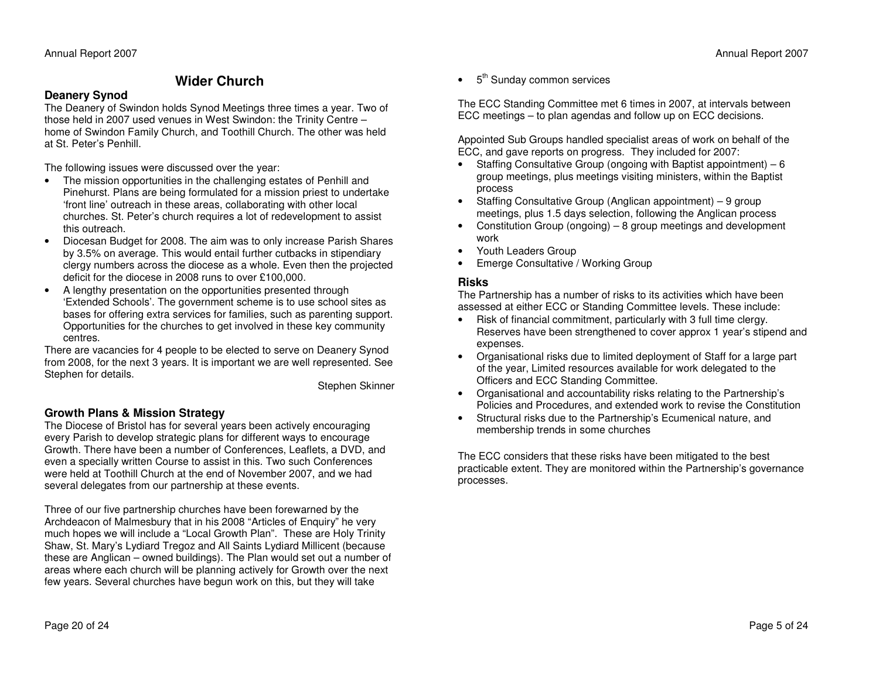# Wider Church

### Deanery Synod

The Deanery of Swindon holds Synod Meetings three times a year. Two of those held in 2007 used venues in West Swindon: the Trinity Centre – home of Swindon Family Church, and Toothill Church. The other was held at St. Peter's Penhill.

The following issues were discussed over the year:

- The mission opportunities in the challenging estates of Penhill and Pinehurst. Plans are being formulated for a mission priest to undertake 'front line' outreach in these areas, collaborating with other local churches. St. Peter's church requires a lot of redevelopment to assist this outreach.
- Diocesan Budget for 2008. The aim was to only increase Parish Shares by 3.5% on average. This would entail further cutbacks in stipendiary clergy numbers across the diocese as a whole. Even then the projected deficit for the diocese in 2008 runs to over £100,000.
- A lengthy presentation on the opportunities presented through 'Extended Schools'. The government scheme is to use school sites as bases for offering extra services for families, such as parenting support. Opportunities for the churches to get involved in these key community centres.

There are vacancies for 4 people to be elected to serve on Deanery Synod from 2008, for the next 3 years. It is important we are well represented. See Stephen for details.

Stephen Skinner

### Growth Plans & Mission Strategy

The Diocese of Bristol has for several years been actively encouraging every Parish to develop strategic plans for different ways to encourage Growth. There have been a number of Conferences, Leaflets, a DVD, and even a specially written Course to assist in this. Two such Conferences were held at Toothill Church at the end of November 2007, and we had several delegates from our partnership at these events.

Three of our five partnership churches have been forewarned by the Archdeacon of Malmesbury that in his 2008 "Articles of Enquiry" he very much hopes we will include a "Local Growth Plan". These are Holy Trinity Shaw, St. Mary's Lydiard Tregoz and All Saints Lydiard Millicent (because these are Anglican – owned buildings). The Plan would set out a number of areas where each church will be planning actively for Growth over the next few years. Several churches have begun work on this, but they will take

- 5th Sunday common services

The ECC Standing Committee met 6 times in 2007, at intervals between ECC meetings – to plan agendas and follow up on ECC decisions.

Appointed Sub Groups handled specialist areas of work on behalf of the ECC, and gave reports on progress. They included for 2007:

- Staffing Consultative Group (ongoing with Baptist appointment) – 6 group meetings, plus meetings visiting ministers, within the Baptist process
- Staffing Consultative Group (Anglican appointment) – 9 group meetings, plus 1.5 days selection, following the Anglican process
- Constitution Group (ongoing) – 8 group meetings and development work
- Youth Leaders Group
- Emerge Consultative / Working Group

### Risks

The Partnership has a number of risks to its activities which have been assessed at either ECC or Standing Committee levels. These include:

- Risk of financial commitment, particularly with 3 full time clergy. Reserves have been strengthened to cover approx 1 year's stipend and expenses.
- Organisational risks due to limited deployment of Staff for a large part of the year, Limited resources available for work delegated to the Officers and ECC Standing Committee.
- Organisational and accountability risks relating to the Partnership's Policies and Procedures, and extended work to revise the Constitution
- Structural risks due to the Partnership's Ecumenical nature, and membership trends in some churches

The ECC considers that these risks have been mitigated to the best practicable extent. They are monitored within the Partnership's governance processes.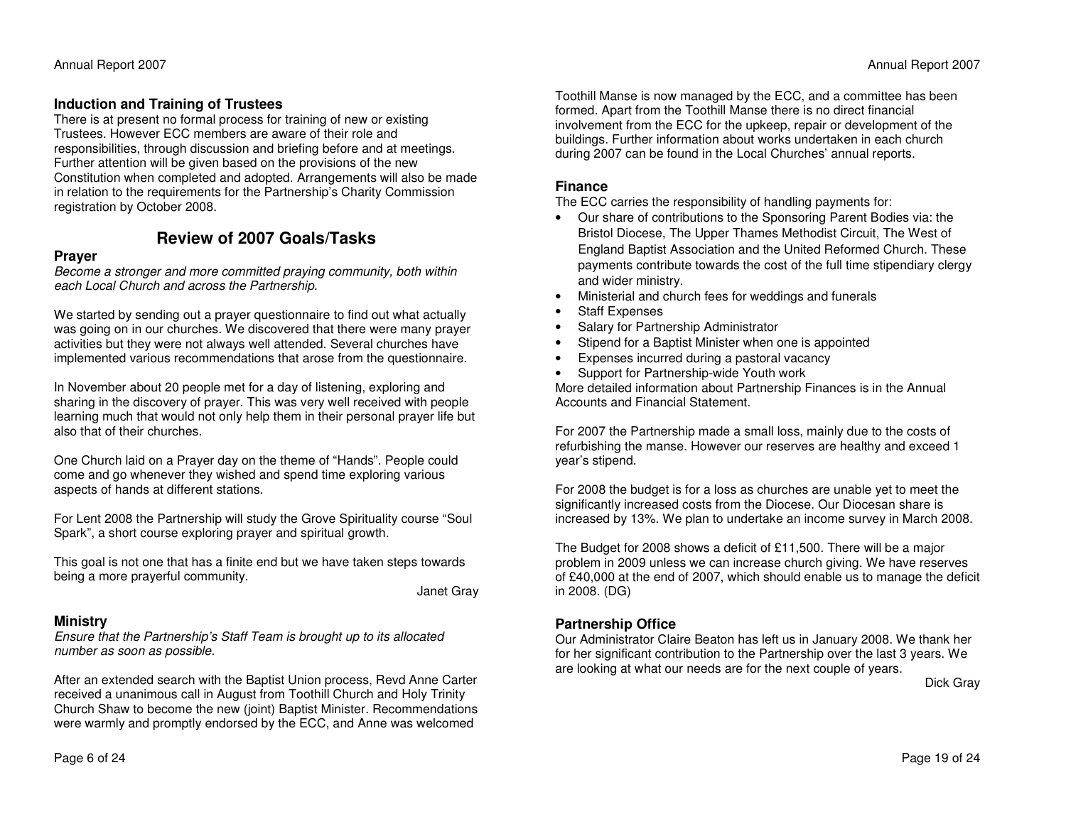### Induction and Training of Trustees

There is at present no formal process for training of new or existing Trustees. However ECC members are aware of their role and responsibilities, through discussion and briefing before and at meetings. Further attention will be given based on the provisions of the new Constitution when completed and adopted. Arrangements will also be made in relation to the requirements for the Partnership's Charity Commission registration by October 2008.

## Review of 2007 Goals/Tasks

### Prayer

*Become a stronger and more committed praying community, both within each Local Church and across the Partnership.*

We started by sending out a prayer questionnaire to find out what actually was going on in our churches. We discovered that there were many prayer activities but they were not always well attended. Several churches have implemented various recommendations that arose from the questionnaire.

In November about 20 people met for a day of listening, exploring and sharing in the discovery of prayer. This was very well received with people learning much that would not only help them in their personal prayer life but also that of their churches.

One Church laid on a Prayer day on the theme of "Hands". People could come and go whenever they wished and spend time exploring various aspects of hands at different stations.

For Lent 2008 the Partnership will study the Grove Spirituality course "Soul Spark", a short course exploring prayer and spiritual growth.

This goal is not one that has a finite end but we have taken steps towards being a more prayerful community.

Janet Gray

### Ministry

*Ensure that the Partnership's Staff Team is brought up to its allocated number as soon as possible.*

After an extended search with the Baptist Union process, Revd Anne Carter received a unanimous call in August from Toothill Church and Holy Trinity Church Shaw to become the new (joint) Baptist Minister. Recommendations were warmly and promptly endorsed by the ECC, and Anne was welcomed

Toothill Manse is now managed by the ECC, and a committee has been formed. Apart from the Toothill Manse there is no direct financial involvement from the ECC for the upkeep, repair or development of the buildings. Further information about works undertaken in each church during 2007 can be found in the Local Churches' annual reports.

### Finance

The ECC carries the responsibility of handling payments for:

- Our share of contributions to the Sponsoring Parent Bodies via: the Bristol Diocese, The Upper Thames Methodist Circuit, The West of England Baptist Association and the United Reformed Church. These payments contribute towards the cost of the full time stipendiary clergy and wider ministry.
- Ministerial and church fees for weddings and funerals
- Staff Expenses
- Salary for Partnership Administrator
- Stipend for a Baptist Minister when one is appointed
- Expenses incurred during a pastoral vacancy
- Support for Partnership-wide Youth work

More detailed information about Partnership Finances is in the Annual Accounts and Financial Statement.

For 2007 the Partnership made a small loss, mainly due to the costs of refurbishing the manse. However our reserves are healthy and exceed 1 year's stipend.

For 2008 the budget is for a loss as churches are unable yet to meet the significantly increased costs from the Diocese. Our Diocesan share is increased by 13%. We plan to undertake an income survey in March 2008.

The Budget for 2008 shows a deficit of £11,500. There will be a major problem in 2009 unless we can increase church giving. We have reserves of £40,000 at the end of 2007, which should enable us to manage the deficit in 2008. (DG)

### Partnership Office

Our Administrator Claire Beaton has left us in January 2008. We thank her for her significant contribution to the Partnership over the last 3 years. We are looking at what our needs are for the next couple of years.

Dick Gray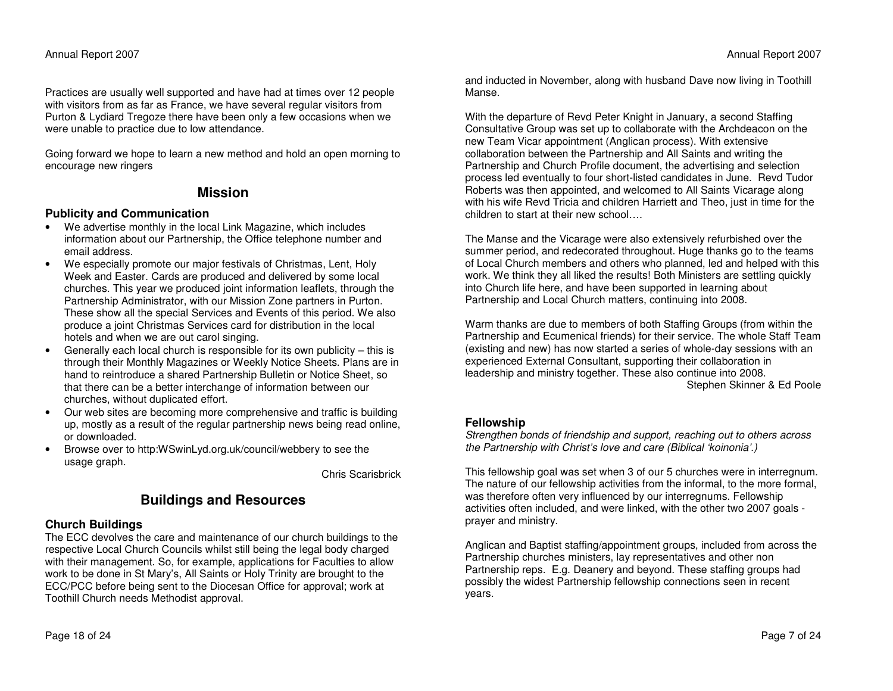Practices are usually well supported and have had at times over 12 people with visitors from as far as France, we have several regular visitors from Purton & Lydiard Tregoze there have been only a few occasions when we were unable to practice due to low attendance.

Going forward we hope to learn a new method and hold an open morning to encourage new ringers

## Mission

### Publicity and Communication

- We advertise monthly in the local Link Magazine, which includes information about our Partnership, the Office telephone number and email address.
- We especially promote our major festivals of Christmas, Lent, Holy Week and Easter. Cards are produced and delivered by some local churches. This year we produced joint information leaflets, through the Partnership Administrator, with our Mission Zone partners in Purton. These show all the special Services and Events of this period. We also produce a joint Christmas Services card for distribution in the local hotels and when we are out carol singing.
- Generally each local church is responsible for its own publicity – this is through their Monthly Magazines or Weekly Notice Sheets. Plans are in hand to reintroduce a shared Partnership Bulletin or Notice Sheet, so that there can be a better interchange of information between our churches, without duplicated effort.
- Our web sites are becoming more comprehensive and traffic is building up, mostly as a result of the regular partnership news being read online, or downloaded.
- Browse over to http:WSwinLyd.org.uk/council/webbery to see the usage graph.

Chris Scarisbrick

## Buildings and Resources

### Church Buildings

The ECC devolves the care and maintenance of our church buildings to the respective Local Church Councils whilst still being the legal body charged with their management. So, for example, applications for Faculties to allow work to be done in St Mary's, All Saints or Holy Trinity are brought to the ECC/PCC before being sent to the Diocesan Office for approval; work at Toothill Church needs Methodist approval.

and inducted in November, along with husband Dave now living in Toothill Manse.

With the departure of Revd Peter Knight in January, a second Staffing Consultative Group was set up to collaborate with the Archdeacon on the new Team Vicar appointment (Anglican process). With extensive collaboration between the Partnership and All Saints and writing the Partnership and Church Profile document, the advertising and selection process led eventually to four short-listed candidates in June. Revd Tudor Roberts was then appointed, and welcomed to All Saints Vicarage along with his wife Revd Tricia and children Harriett and Theo, just in time for the children to start at their new school….

The Manse and the Vicarage were also extensively refurbished over the summer period, and redecorated throughout. Huge thanks go to the teams of Local Church members and others who planned, led and helped with this work. We think they all liked the results! Both Ministers are settling quickly into Church life here, and have been supported in learning about Partnership and Local Church matters, continuing into 2008.

Warm thanks are due to members of both Staffing Groups (from within the Partnership and Ecumenical friends) for their service. The whole Staff Team (existing and new) has now started a series of whole-day sessions with an experienced External Consultant, supporting their collaboration in leadership and ministry together. These also continue into 2008.

Stephen Skinner & Ed Poole

### Fellowship

*Strengthen bonds of friendship and support, reaching out to others across the Partnership with Christ's love and care (Biblical 'koinonia'.)*

This fellowship goal was set when 3 of our 5 churches were in interregnum. The nature of our fellowship activities from the informal, to the more formal, was therefore often very influenced by our interregnums. Fellowship activities often included, and were linked, with the other two 2007 goals - prayer and ministry.

Anglican and Baptist staffing/appointment groups, included from across the Partnership churches ministers, lay representatives and other non Partnership reps. E.g. Deanery and beyond. These staffing groups had possibly the widest Partnership fellowship connections seen in recent years.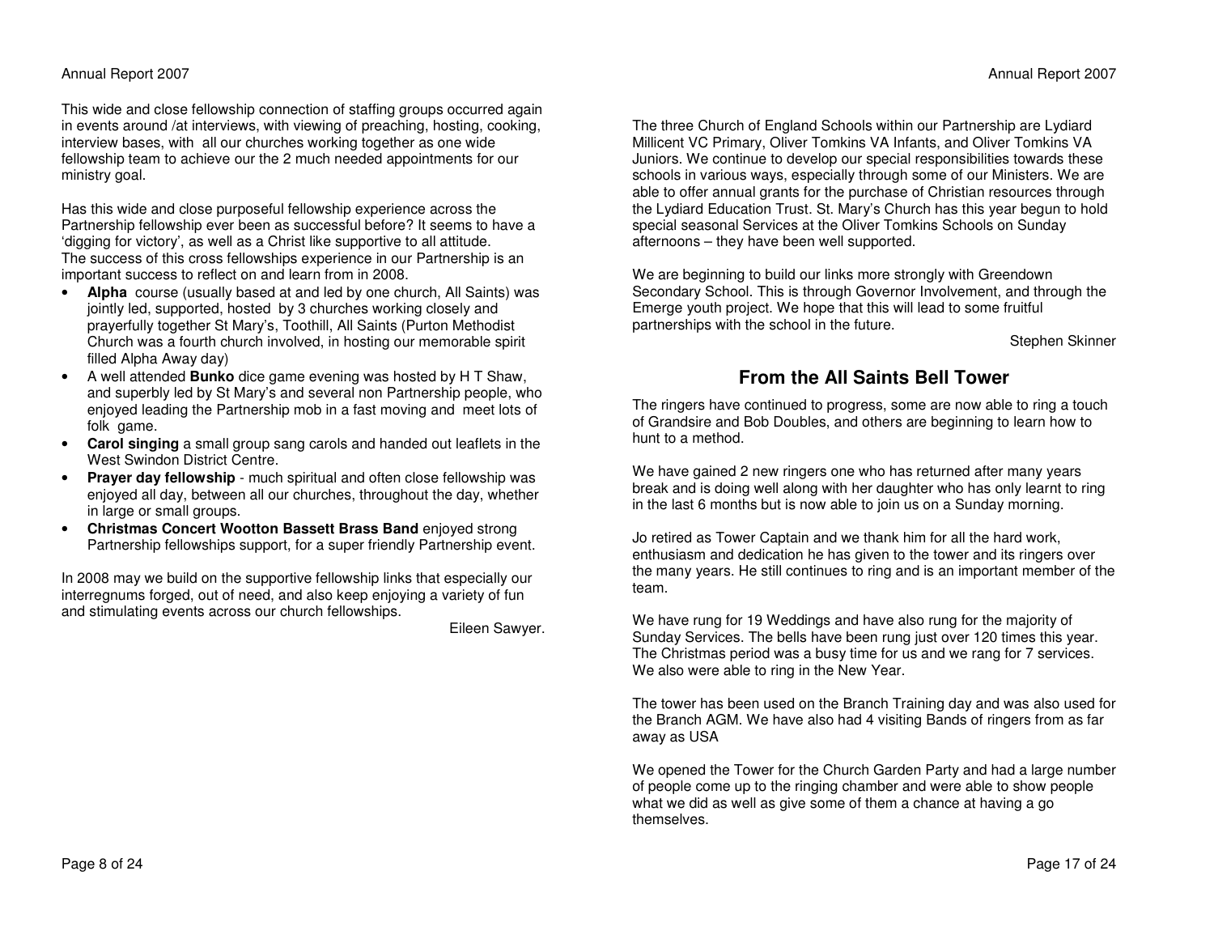This wide and close fellowship connection of staffing groups occurred again in events around /at interviews, with viewing of preaching, hosting, cooking, interview bases, with all our churches working together as one wide fellowship team to achieve our the 2 much needed appointments for our ministry goal.

Has this wide and close purposeful fellowship experience across the Partnership fellowship ever been as successful before? It seems to have a 'digging for victory', as well as a Christ like supportive to all attitude. The success of this cross fellowships experience in our Partnership is an important success to reflect on and learn from in 2008.

- **Alpha** course (usually based at and led by one church, All Saints) was jointly led, supported, hosted by 3 churches working closely and prayerfully together St Mary's, Toothill, All Saints (Purton Methodist Church was a fourth church involved, in hosting our memorable spirit filled Alpha Away day)
- A well attended **Bunko** dice game evening was hosted by H T Shaw, and superbly led by St Mary's and several non Partnership people, who enjoyed leading the Partnership mob in a fast moving and meet lots of folk game.
- **Carol singing** a small group sang carols and handed out leaflets in the West Swindon District Centre.
- **Prayer day fellowship** - much spiritual and often close fellowship was enjoyed all day, between all our churches, throughout the day, whether in large or small groups.
- **Christmas Concert Wootton Bassett Brass Band** enjoyed strong Partnership fellowships support, for a super friendly Partnership event.

In 2008 may we build on the supportive fellowship links that especially our interregnums forged, out of need, and also keep enjoying a variety of fun and stimulating events across our church fellowships.

Eileen Sawyer.

The three Church of England Schools within our Partnership are Lydiard Millicent VC Primary, Oliver Tomkins VA Infants, and Oliver Tomkins VA Juniors. We continue to develop our special responsibilities towards these schools in various ways, especially through some of our Ministers. We are able to offer annual grants for the purchase of Christian resources through the Lydiard Education Trust. St. Mary's Church has this year begun to hold special seasonal Services at the Oliver Tomkins Schools on Sunday afternoons – they have been well supported.

We are beginning to build our links more strongly with Greendown Secondary School. This is through Governor Involvement, and through the Emerge youth project. We hope that this will lead to some fruitful partnerships with the school in the future.

Stephen Skinner

## From the All Saints Bell Tower

The ringers have continued to progress, some are now able to ring a touch of Grandsire and Bob Doubles, and others are beginning to learn how to hunt to a method.

We have gained 2 new ringers one who has returned after many years break and is doing well along with her daughter who has only learnt to ring in the last 6 months but is now able to join us on a Sunday morning.

Jo retired as Tower Captain and we thank him for all the hard work, enthusiasm and dedication he has given to the tower and its ringers over the many years. He still continues to ring and is an important member of the team.

We have rung for 19 Weddings and have also rung for the majority of Sunday Services. The bells have been rung just over 120 times this year. The Christmas period was a busy time for us and we rang for 7 services. We also were able to ring in the New Year.

The tower has been used on the Branch Training day and was also used for the Branch AGM. We have also had 4 visiting Bands of ringers from as far away as USA

We opened the Tower for the Church Garden Party and had a large number of people come up to the ringing chamber and were able to show people what we did as well as give some of them a chance at having a go themselves.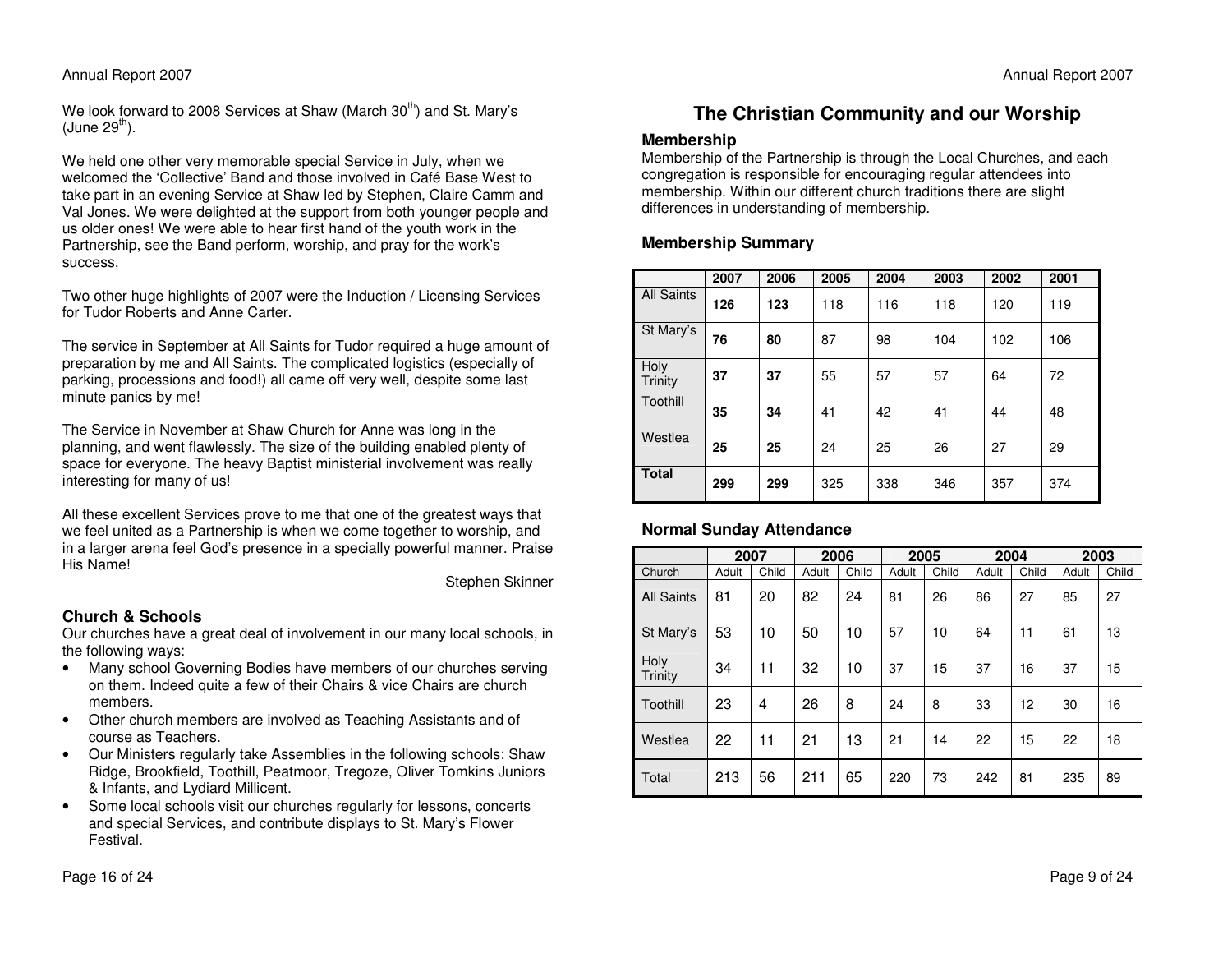We look forward to 2008 Services at Shaw (March 30th) and St. Mary's (June 29th).

We held one other very memorable special Service in July, when we welcomed the 'Collective' Band and those involved in Café Base West to take part in an evening Service at Shaw led by Stephen, Claire Camm and Val Jones. We were delighted at the support from both younger people and us older ones! We were able to hear first hand of the youth work in the Partnership, see the Band perform, worship, and pray for the work's success.

Two other huge highlights of 2007 were the Induction / Licensing Services for Tudor Roberts and Anne Carter.

The service in September at All Saints for Tudor required a huge amount of preparation by me and All Saints. The complicated logistics (especially of parking, processions and food!) all came off very well, despite some last minute panics by me!

The Service in November at Shaw Church for Anne was long in the planning, and went flawlessly. The size of the building enabled plenty of space for everyone. The heavy Baptist ministerial involvement was really interesting for many of us!

All these excellent Services prove to me that one of the greatest ways that we feel united as a Partnership is when we come together to worship, and in a larger arena feel God's presence in a specially powerful manner. Praise His Name!

Stephen Skinner

### Church & Schools

Our churches have a great deal of involvement in our many local schools, in the following ways:

- Many school Governing Bodies have members of our churches serving on them. Indeed quite a few of their Chairs & vice Chairs are church members.
- Other church members are involved as Teaching Assistants and of course as Teachers.
- Our Ministers regularly take Assemblies in the following schools: Shaw Ridge, Brookfield, Toothill, Peatmoor, Tregoze, Oliver Tomkins Juniors & Infants, and Lydiard Millicent.
- Some local schools visit our churches regularly for lessons, concerts and special Services, and contribute displays to St. Mary's Flower Festival.

## The Christian Community and our Worship

### Membership

Membership of the Partnership is through the Local Churches, and each congregation is responsible for encouraging regular attendees into membership. Within our different church traditions there are slight differences in understanding of membership.

### Membership Summary

| | 2007 | 2006 | 2005 | 2004 | 2003 | 2002 | 2001 |
|---|---|---|---|---|---|---|---|
| All Saints | **126** | **123** | 118 | 116 | 118 | 120 | 119 |
| St Mary's | **76** | **80** | 87 | 98 | 104 | 102 | 106 |
| Holy Trinity | **37** | **37** | 55 | 57 | 57 | 64 | 72 |
| Toothill | **35** | **34** | 41 | 42 | 41 | 44 | 48 |
| Westlea | **25** | **25** | 24 | 25 | 26 | 27 | 29 |
| **Total** | **299** | **299** | 325 | 338 | 346 | 357 | 374 |

### Normal Sunday Attendance

| | 2007 | | 2006 | | 2005 | | 2004 | | 2003 | |
|---|---|---|---|---|---|---|---|---|---|---|
| Church | Adult | Child | Adult | Child | Adult | Child | Adult | Child | Adult | Child |
| All Saints | 81 | 20 | 82 | 24 | 81 | 26 | 86 | 27 | 85 | 27 |
| St Mary's | 53 | 10 | 50 | 10 | 57 | 10 | 64 | 11 | 61 | 13 |
| Holy Trinity | 34 | 11 | 32 | 10 | 37 | 15 | 37 | 16 | 37 | 15 |
| Toothill | 23 | 4 | 26 | 8 | 24 | 8 | 33 | 12 | 30 | 16 |
| Westlea | 22 | 11 | 21 | 13 | 21 | 14 | 22 | 15 | 22 | 18 |
| Total | 213 | 56 | 211 | 65 | 220 | 73 | 242 | 81 | 235 | 89 |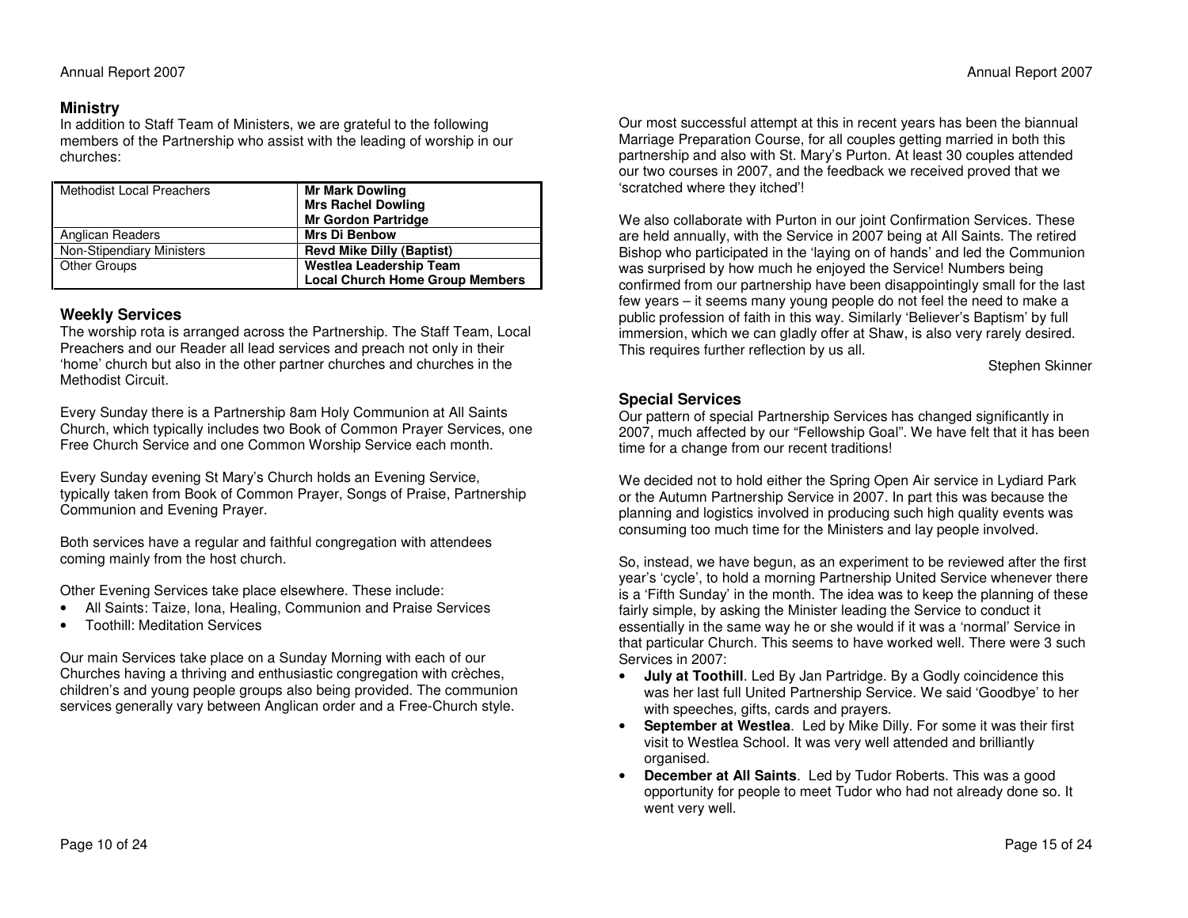## Ministry

In addition to Staff Team of Ministers, we are grateful to the following members of the Partnership who assist with the leading of worship in our churches:

| | |
|---|---|
| Methodist Local Preachers | **Mr Mark Dowling**<br>**Mrs Rachel Dowling**<br>**Mr Gordon Partridge** |
| Anglican Readers | **Mrs Di Benbow** |
| Non-Stipendiary Ministers | **Revd Mike Dilly (Baptist)** |
| Other Groups | **Westlea Leadership Team**<br>**Local Church Home Group Members** |

## Weekly Services

The worship rota is arranged across the Partnership. The Staff Team, Local Preachers and our Reader all lead services and preach not only in their 'home' church but also in the other partner churches and churches in the Methodist Circuit.

Every Sunday there is a Partnership 8am Holy Communion at All Saints Church, which typically includes two Book of Common Prayer Services, one Free Church Service and one Common Worship Service each month.

Every Sunday evening St Mary's Church holds an Evening Service, typically taken from Book of Common Prayer, Songs of Praise, Partnership Communion and Evening Prayer.

Both services have a regular and faithful congregation with attendees coming mainly from the host church.

Other Evening Services take place elsewhere. These include:

- All Saints: Taize, Iona, Healing, Communion and Praise Services
- Toothill: Meditation Services

Our main Services take place on a Sunday Morning with each of our Churches having a thriving and enthusiastic congregation with crèches, children's and young people groups also being provided. The communion services generally vary between Anglican order and a Free-Church style.

Our most successful attempt at this in recent years has been the biannual Marriage Preparation Course, for all couples getting married in both this partnership and also with St. Mary's Purton. At least 30 couples attended our two courses in 2007, and the feedback we received proved that we 'scratched where they itched'!

We also collaborate with Purton in our joint Confirmation Services. These are held annually, with the Service in 2007 being at All Saints. The retired Bishop who participated in the 'laying on of hands' and led the Communion was surprised by how much he enjoyed the Service! Numbers being confirmed from our partnership have been disappointingly small for the last few years – it seems many young people do not feel the need to make a public profession of faith in this way. Similarly 'Believer's Baptism' by full immersion, which we can gladly offer at Shaw, is also very rarely desired. This requires further reflection by us all.

Stephen Skinner

## Special Services

Our pattern of special Partnership Services has changed significantly in 2007, much affected by our "Fellowship Goal". We have felt that it has been time for a change from our recent traditions!

We decided not to hold either the Spring Open Air service in Lydiard Park or the Autumn Partnership Service in 2007. In part this was because the planning and logistics involved in producing such high quality events was consuming too much time for the Ministers and lay people involved.

So, instead, we have begun, as an experiment to be reviewed after the first year's 'cycle', to hold a morning Partnership United Service whenever there is a 'Fifth Sunday' in the month. The idea was to keep the planning of these fairly simple, by asking the Minister leading the Service to conduct it essentially in the same way he or she would if it was a 'normal' Service in that particular Church. This seems to have worked well. There were 3 such Services in 2007:

- **July at Toothill**. Led By Jan Partridge. By a Godly coincidence this was her last full United Partnership Service. We said 'Goodbye' to her with speeches, gifts, cards and prayers.
- **September at Westlea**. Led by Mike Dilly. For some it was their first visit to Westlea School. It was very well attended and brilliantly organised.
- **December at All Saints**. Led by Tudor Roberts. This was a good opportunity for people to meet Tudor who had not already done so. It went very well.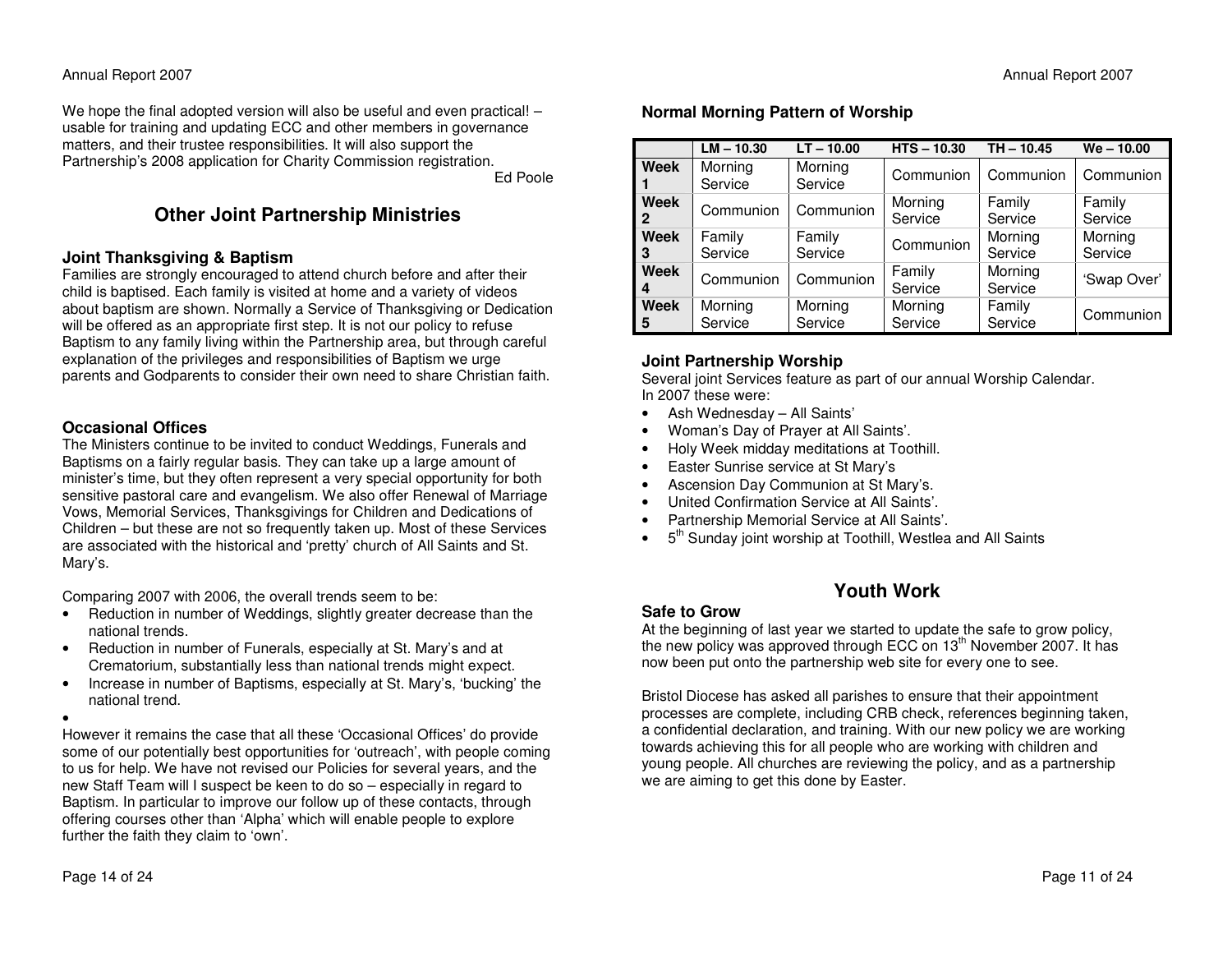We hope the final adopted version will also be useful and even practical! – usable for training and updating ECC and other members in governance matters, and their trustee responsibilities. It will also support the Partnership's 2008 application for Charity Commission registration.

Ed Poole

## Other Joint Partnership Ministries

### Joint Thanksgiving & Baptism

Families are strongly encouraged to attend church before and after their child is baptised. Each family is visited at home and a variety of videos about baptism are shown. Normally a Service of Thanksgiving or Dedication will be offered as an appropriate first step. It is not our policy to refuse Baptism to any family living within the Partnership area, but through careful explanation of the privileges and responsibilities of Baptism we urge parents and Godparents to consider their own need to share Christian faith.

### Occasional Offices

The Ministers continue to be invited to conduct Weddings, Funerals and Baptisms on a fairly regular basis. They can take up a large amount of minister's time, but they often represent a very special opportunity for both sensitive pastoral care and evangelism. We also offer Renewal of Marriage Vows, Memorial Services, Thanksgivings for Children and Dedications of Children – but these are not so frequently taken up. Most of these Services are associated with the historical and 'pretty' church of All Saints and St. Mary's.

Comparing 2007 with 2006, the overall trends seem to be:

- Reduction in number of Weddings, slightly greater decrease than the national trends.
- Reduction in number of Funerals, especially at St. Mary's and at Crematorium, substantially less than national trends might expect.
- Increase in number of Baptisms, especially at St. Mary's, 'bucking' the national trend.

However it remains the case that all these 'Occasional Offices' do provide some of our potentially best opportunities for 'outreach', with people coming to us for help. We have not revised our Policies for several years, and the new Staff Team will I suspect be keen to do so – especially in regard to Baptism. In particular to improve our follow up of these contacts, through offering courses other than 'Alpha' which will enable people to explore further the faith they claim to 'own'.

### Normal Morning Pattern of Worship

| | LM – 10.30 | LT – 10.00 | HTS – 10.30 | TH – 10.45 | We – 10.00 |
|---|---|---|---|---|---|
| **Week 1** | Morning Service | Morning Service | Communion | Communion | Communion |
| **Week 2** | Communion | Communion | Morning Service | Family Service | Family Service |
| **Week 3** | Family Service | Family Service | Communion | Morning Service | Morning Service |
| **Week 4** | Communion | Communion | Family Service | Morning Service | 'Swap Over' |
| **Week 5** | Morning Service | Morning Service | Morning Service | Family Service | Communion |

### Joint Partnership Worship

Several joint Services feature as part of our annual Worship Calendar. In 2007 these were:

- Ash Wednesday – All Saints'
- Woman's Day of Prayer at All Saints'.
- Holy Week midday meditations at Toothill.
- Easter Sunrise service at St Mary's
- Ascension Day Communion at St Mary's.
- United Confirmation Service at All Saints'.
- Partnership Memorial Service at All Saints'.
- 5th Sunday joint worship at Toothill, Westlea and All Saints

## Youth Work

### Safe to Grow

At the beginning of last year we started to update the safe to grow policy, the new policy was approved through ECC on 13th November 2007. It has now been put onto the partnership web site for every one to see.

Bristol Diocese has asked all parishes to ensure that their appointment processes are complete, including CRB check, references beginning taken, a confidential declaration, and training. With our new policy we are working towards achieving this for all people who are working with children and young people. All churches are reviewing the policy, and as a partnership we are aiming to get this done by Easter.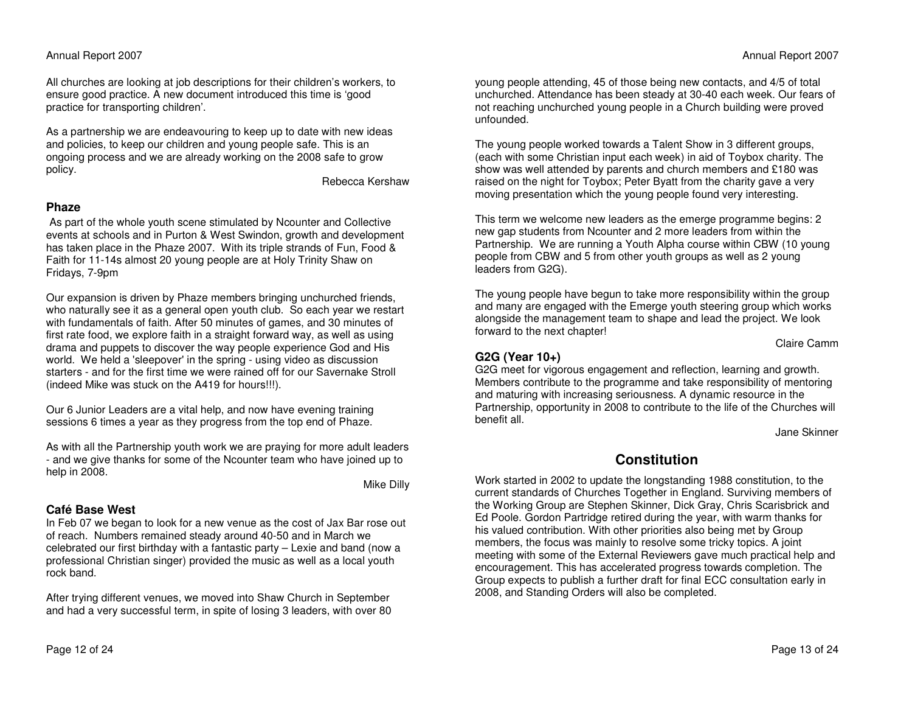All churches are looking at job descriptions for their children's workers, to ensure good practice. A new document introduced this time is 'good practice for transporting children'.

As a partnership we are endeavouring to keep up to date with new ideas and policies, to keep our children and young people safe. This is an ongoing process and we are already working on the 2008 safe to grow policy.

Rebecca Kershaw

### Phaze

As part of the whole youth scene stimulated by Ncounter and Collective events at schools and in Purton & West Swindon, growth and development has taken place in the Phaze 2007. With its triple strands of Fun, Food & Faith for 11-14s almost 20 young people are at Holy Trinity Shaw on Fridays, 7-9pm

Our expansion is driven by Phaze members bringing unchurched friends, who naturally see it as a general open youth club. So each year we restart with fundamentals of faith. After 50 minutes of games, and 30 minutes of first rate food, we explore faith in a straight forward way, as well as using drama and puppets to discover the way people experience God and His world. We held a 'sleepover' in the spring - using video as discussion starters - and for the first time we were rained off for our Savernake Stroll (indeed Mike was stuck on the A419 for hours!!!).

Our 6 Junior Leaders are a vital help, and now have evening training sessions 6 times a year as they progress from the top end of Phaze.

As with all the Partnership youth work we are praying for more adult leaders - and we give thanks for some of the Ncounter team who have joined up to help in 2008.

Mike Dilly

### Café Base West

In Feb 07 we began to look for a new venue as the cost of Jax Bar rose out of reach. Numbers remained steady around 40-50 and in March we celebrated our first birthday with a fantastic party – Lexie and band (now a professional Christian singer) provided the music as well as a local youth rock band.

After trying different venues, we moved into Shaw Church in September and had a very successful term, in spite of losing 3 leaders, with over 80 young people attending, 45 of those being new contacts, and 4/5 of total unchurched. Attendance has been steady at 30-40 each week. Our fears of not reaching unchurched young people in a Church building were proved unfounded.

The young people worked towards a Talent Show in 3 different groups, (each with some Christian input each week) in aid of Toybox charity. The show was well attended by parents and church members and £180 was raised on the night for Toybox; Peter Byatt from the charity gave a very moving presentation which the young people found very interesting.

This term we welcome new leaders as the emerge programme begins: 2 new gap students from Ncounter and 2 more leaders from within the Partnership. We are running a Youth Alpha course within CBW (10 young people from CBW and 5 from other youth groups as well as 2 young leaders from G2G).

The young people have begun to take more responsibility within the group and many are engaged with the Emerge youth steering group which works alongside the management team to shape and lead the project. We look forward to the next chapter!

Claire Camm

### G2G (Year 10+)

G2G meet for vigorous engagement and reflection, learning and growth. Members contribute to the programme and take responsibility of mentoring and maturing with increasing seriousness. A dynamic resource in the Partnership, opportunity in 2008 to contribute to the life of the Churches will benefit all.

Jane Skinner

## Constitution

Work started in 2002 to update the longstanding 1988 constitution, to the current standards of Churches Together in England. Surviving members of the Working Group are Stephen Skinner, Dick Gray, Chris Scarisbrick and Ed Poole. Gordon Partridge retired during the year, with warm thanks for his valued contribution. With other priorities also being met by Group members, the focus was mainly to resolve some tricky topics. A joint meeting with some of the External Reviewers gave much practical help and encouragement. This has accelerated progress towards completion. The Group expects to publish a further draft for final ECC consultation early in 2008, and Standing Orders will also be completed.